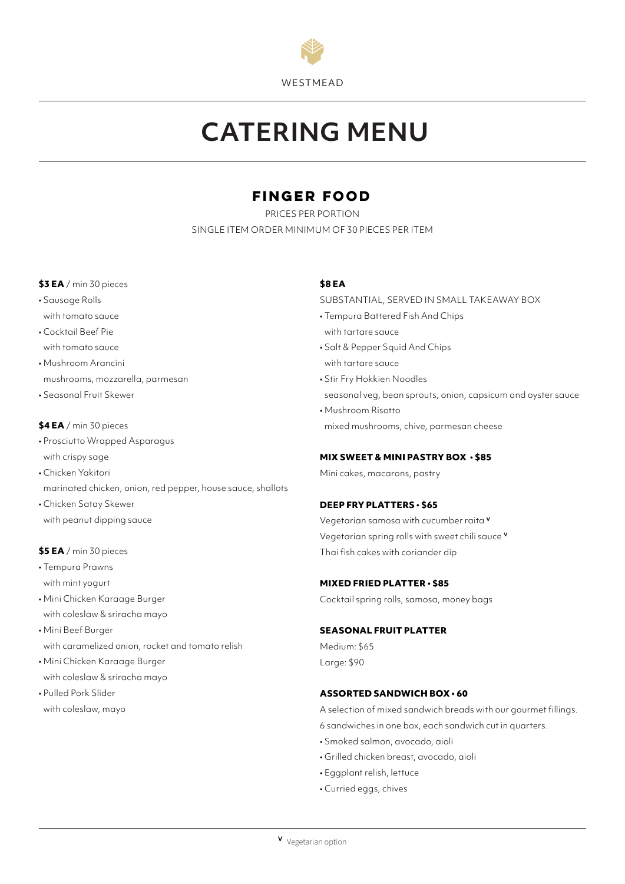WESTMEAD

# CATERING MENU

## FINGER FOOD

PRICES PER PORTION

SINGLE ITEM ORDER MINIMUM OF 30 PIECES PER ITEM

**$3 EA** / min 30 pieces

- Sausage Rolls
  with tomato sauce
- Cocktail Beef Pie
  with tomato sauce
- Mushroom Arancini
  mushrooms, mozzarella, parmesan
- Seasonal Fruit Skewer

**$4 EA** / min 30 pieces

- Prosciutto Wrapped Asparagus
  with crispy sage
- Chicken Yakitori
  marinated chicken, onion, red pepper, house sauce, shallots
- Chicken Satay Skewer
  with peanut dipping sauce

**$5 EA** / min 30 pieces

- Tempura Prawns
  with mint yogurt
- Mini Chicken Karaage Burger
  with coleslaw & sriracha mayo
- Mini Beef Burger
  with caramelized onion, rocket and tomato relish
- Mini Chicken Karaage Burger
  with coleslaw & sriracha mayo
- Pulled Pork Slider
  with coleslaw, mayo

**$8 EA**

SUBSTANTIAL, SERVED IN SMALL TAKEAWAY BOX

- Tempura Battered Fish And Chips
  with tartare sauce
- Salt & Pepper Squid And Chips
  with tartare sauce
- Stir Fry Hokkien Noodles
  seasonal veg, bean sprouts, onion, capsicum and oyster sauce
- Mushroom Risotto
  mixed mushrooms, chive, parmesan cheese

**MIX SWEET & MINI PASTRY BOX • $85**

Mini cakes, macarons, pastry

**DEEP FRY PLATTERS • $65**

Vegetarian samosa with cucumber raita [V]

Vegetarian spring rolls with sweet chili sauce [V]

Thai fish cakes with coriander dip

**MIXED FRIED PLATTER • $85**

Cocktail spring rolls, samosa, money bags

**SEASONAL FRUIT PLATTER**

Medium: $65

Large: $90

**ASSORTED SANDWICH BOX • 60**

A selection of mixed sandwich breads with our gourmet fillings.
6 sandwiches in one box, each sandwich cut in quarters.

- Smoked salmon, avocado, aioli
- Grilled chicken breast, avocado, aioli
- Eggplant relish, lettuce
- Curried eggs, chives

[V] Vegetarian option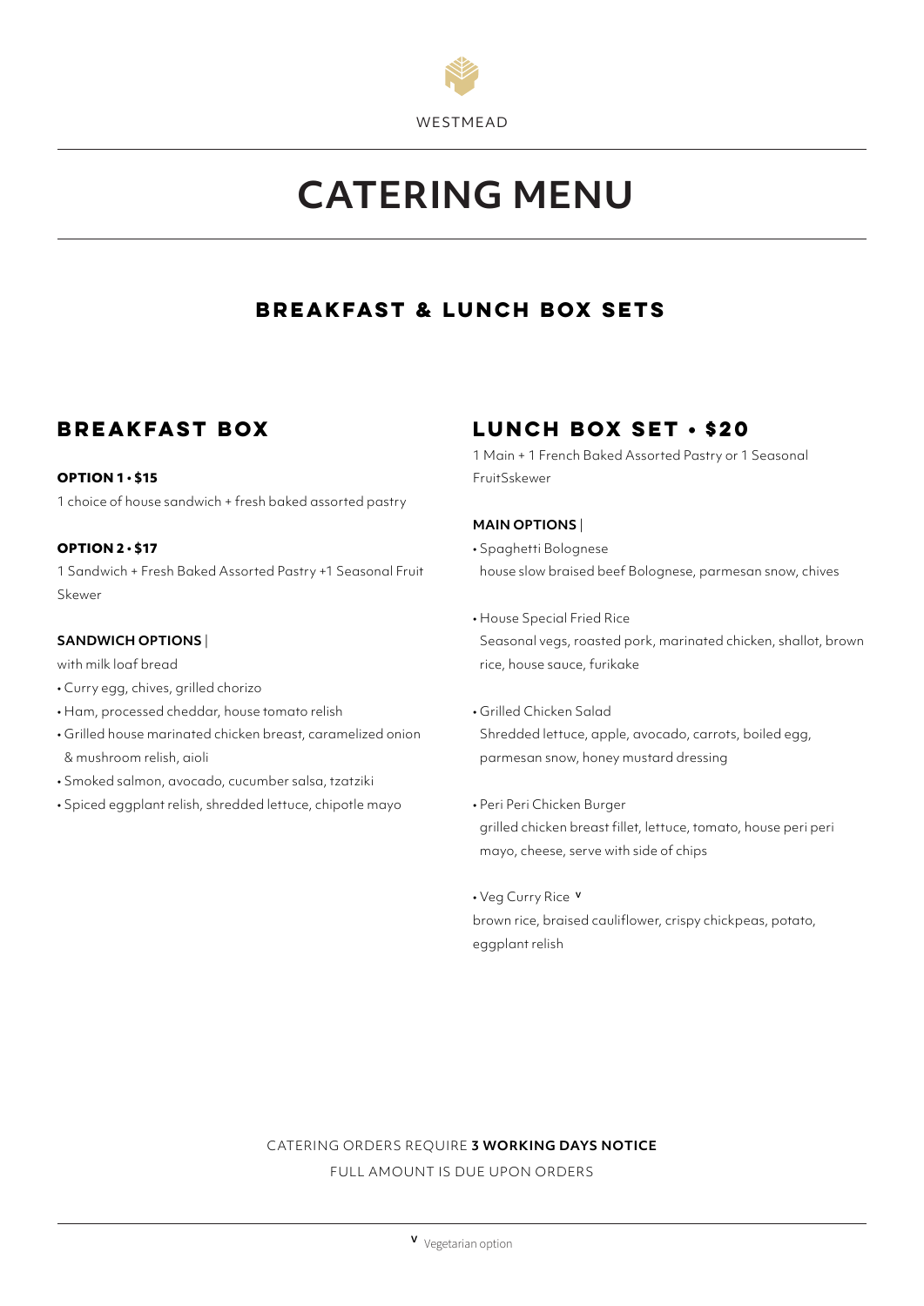WESTMEAD

# CATERING MENU

## BREAKFAST & LUNCH BOX SETS

### BREAKFAST BOX

**OPTION 1 • $15**

1 choice of house sandwich + fresh baked assorted pastry

**OPTION 2 • $17**

1 Sandwich + Fresh Baked Assorted Pastry +1 Seasonal Fruit Skewer

**SANDWICH OPTIONS** |

with milk loaf bread

- Curry egg, chives, grilled chorizo
- Ham, processed cheddar, house tomato relish
- Grilled house marinated chicken breast, caramelized onion & mushroom relish, aioli
- Smoked salmon, avocado, cucumber salsa, tzatziki
- Spiced eggplant relish, shredded lettuce, chipotle mayo

### LUNCH BOX SET • $20

1 Main + 1 French Baked Assorted Pastry or 1 Seasonal FruitSskewer

**MAIN OPTIONS** |

- Spaghetti Bolognese
  house slow braised beef Bolognese, parmesan snow, chives
- House Special Fried Rice
  Seasonal vegs, roasted pork, marinated chicken, shallot, brown rice, house sauce, furikake
- Grilled Chicken Salad
  Shredded lettuce, apple, avocado, carrots, boiled egg, parmesan snow, honey mustard dressing
- Peri Peri Chicken Burger
  grilled chicken breast fillet, lettuce, tomato, house peri peri mayo, cheese, serve with side of chips
- Veg Curry Rice V
  brown rice, braised cauliflower, crispy chickpeas, potato, eggplant relish

CATERING ORDERS REQUIRE **3 WORKING DAYS NOTICE**

FULL AMOUNT IS DUE UPON ORDERS

V Vegetarian option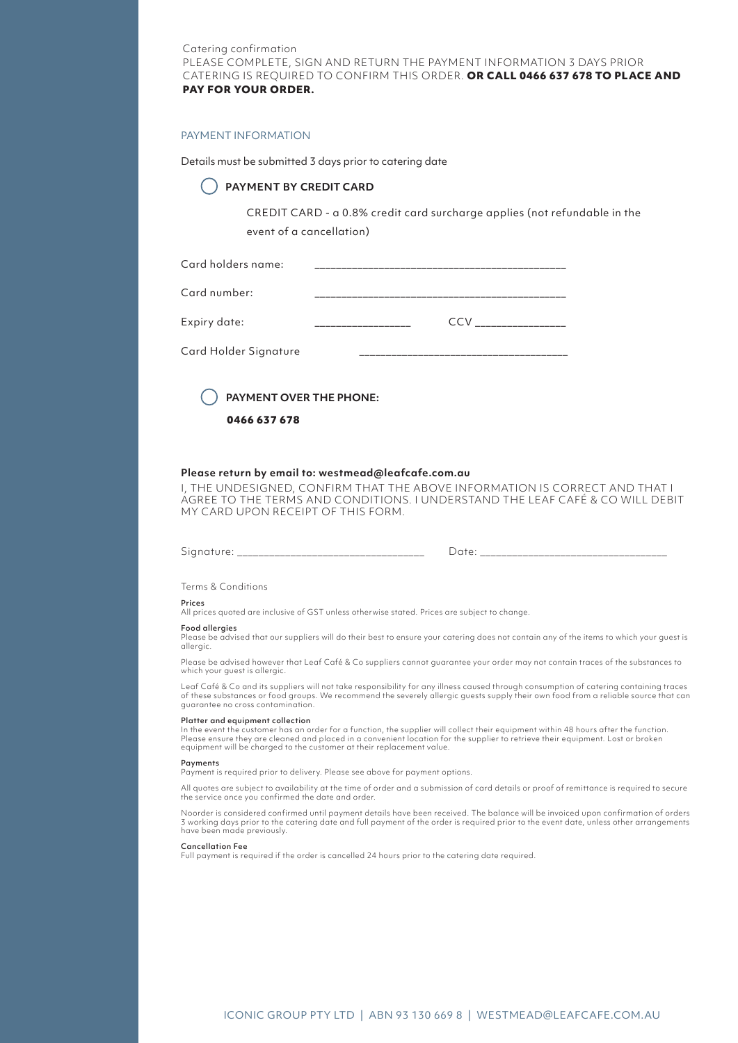Catering confirmation
PLEASE COMPLETE, SIGN AND RETURN THE PAYMENT INFORMATION 3 DAYS PRIOR CATERING IS REQUIRED TO CONFIRM THIS ORDER. **OR CALL 0466 637 678 TO PLACE AND PAY FOR YOUR ORDER.**

## PAYMENT INFORMATION

Details must be submitted 3 days prior to catering date

◯ **PAYMENT BY CREDIT CARD**

CREDIT CARD - a 0.8% credit card surcharge applies (not refundable in the event of a cancellation)

Card holders name: ________________________________________

Card number: ________________________________________

Expiry date: ________________ CCV ________________

Card Holder Signature ________________________________

◯ **PAYMENT OVER THE PHONE:**

**0466 637 678**

**Please return by email to: westmead@leafcafe.com.au**

I, THE UNDESIGNED, CONFIRM THAT THE ABOVE INFORMATION IS CORRECT AND THAT I AGREE TO THE TERMS AND CONDITIONS. I UNDERSTAND THE LEAF CAFÉ & CO WILL DEBIT MY CARD UPON RECEIPT OF THIS FORM.

Signature: ________________________________ Date: ________________________________

## Terms & Conditions

**Prices**
All prices quoted are inclusive of GST unless otherwise stated. Prices are subject to change.

**Food allergies**
Please be advised that our suppliers will do their best to ensure your catering does not contain any of the items to which your guest is allergic.

Please be advised however that Leaf Café & Co suppliers cannot guarantee your order may not contain traces of the substances to which your guest is allergic.

Leaf Café & Co and its suppliers will not take responsibility for any illness caused through consumption of catering containing traces of these substances or food groups. We recommend the severely allergic guests supply their own food from a reliable source that can guarantee no cross contamination.

**Platter and equipment collection**
In the event the customer has an order for a function, the supplier will collect their equipment within 48 hours after the function. Please ensure they are cleaned and placed in a convenient location for the supplier to retrieve their equipment. Lost or broken equipment will be charged to the customer at their replacement value.

**Payments**
Payment is required prior to delivery. Please see above for payment options.

All quotes are subject to availability at the time of order and a submission of card details or proof of remittance is required to secure the service once you confirmed the date and order.

Noorder is considered confirmed until payment details have been received. The balance will be invoiced upon confirmation of orders 3 working days prior to the catering date and full payment of the order is required prior to the event date, unless other arrangements have been made previously.

**Cancellation Fee**
Full payment is required if the order is cancelled 24 hours prior to the catering date required.

ICONIC GROUP PTY LTD | ABN 93 130 669 8 | WESTMEAD@LEAFCAFE.COM.AU